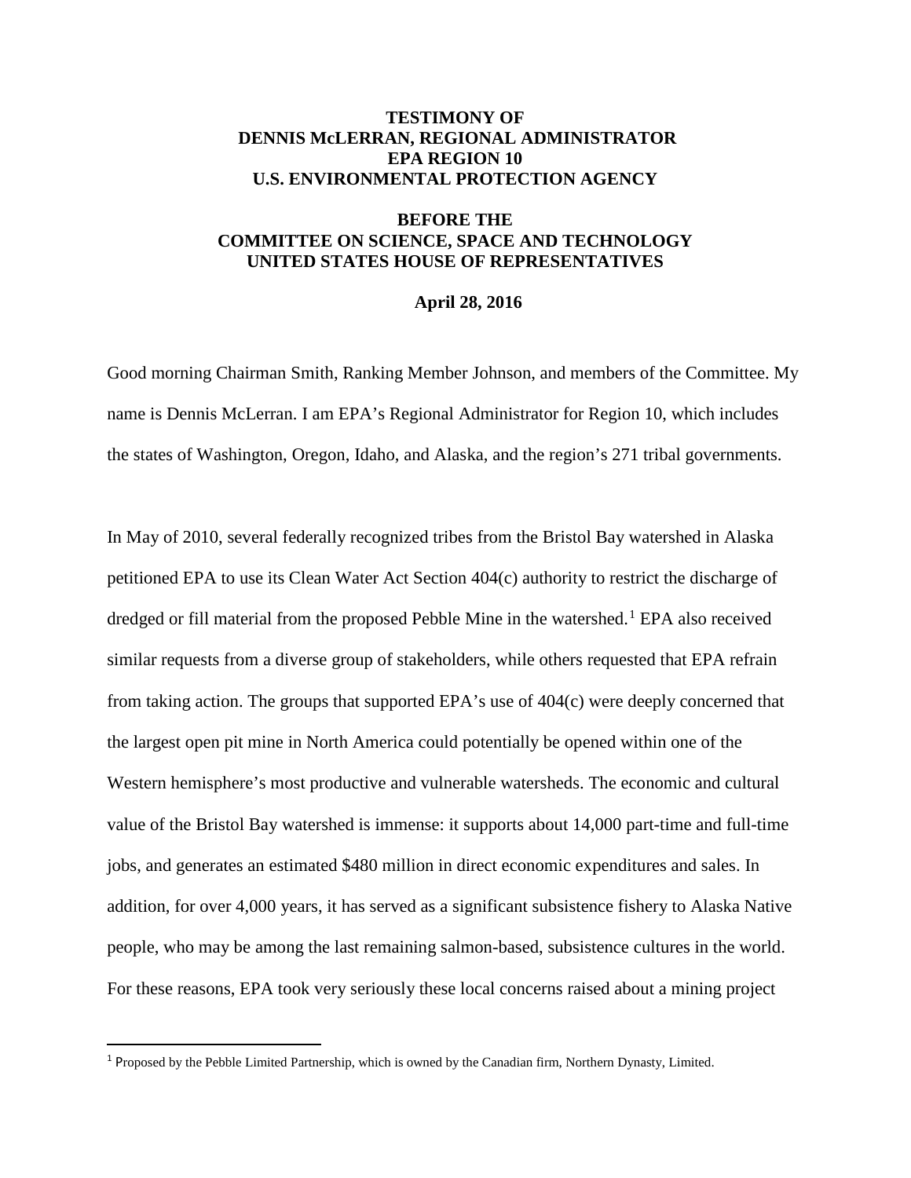**TESTIMONY OF**
**DENNIS McLERRAN, REGIONAL ADMINISTRATOR**
**EPA REGION 10**
**U.S. ENVIRONMENTAL PROTECTION AGENCY**

**BEFORE THE**
**COMMITTEE ON SCIENCE, SPACE AND TECHNOLOGY**
**UNITED STATES HOUSE OF REPRESENTATIVES**

**April 28, 2016**

Good morning Chairman Smith, Ranking Member Johnson, and members of the Committee. My name is Dennis McLerran. I am EPA's Regional Administrator for Region 10, which includes the states of Washington, Oregon, Idaho, and Alaska, and the region's 271 tribal governments.

In May of 2010, several federally recognized tribes from the Bristol Bay watershed in Alaska petitioned EPA to use its Clean Water Act Section 404(c) authority to restrict the discharge of dredged or fill material from the proposed Pebble Mine in the watershed.[1] EPA also received similar requests from a diverse group of stakeholders, while others requested that EPA refrain from taking action. The groups that supported EPA's use of 404(c) were deeply concerned that the largest open pit mine in North America could potentially be opened within one of the Western hemisphere's most productive and vulnerable watersheds. The economic and cultural value of the Bristol Bay watershed is immense: it supports about 14,000 part-time and full-time jobs, and generates an estimated $480 million in direct economic expenditures and sales. In addition, for over 4,000 years, it has served as a significant subsistence fishery to Alaska Native people, who may be among the last remaining salmon-based, subsistence cultures in the world. For these reasons, EPA took very seriously these local concerns raised about a mining project

---

[1] Proposed by the Pebble Limited Partnership, which is owned by the Canadian firm, Northern Dynasty, Limited.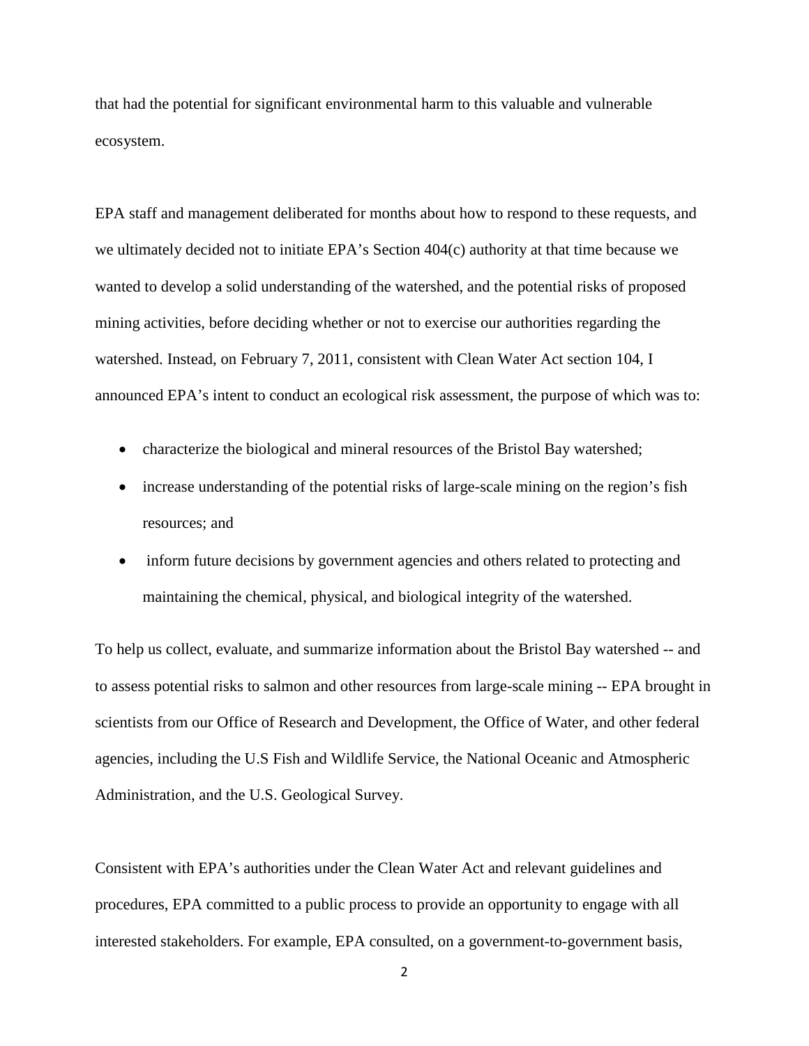that had the potential for significant environmental harm to this valuable and vulnerable ecosystem.

EPA staff and management deliberated for months about how to respond to these requests, and we ultimately decided not to initiate EPA's Section 404(c) authority at that time because we wanted to develop a solid understanding of the watershed, and the potential risks of proposed mining activities, before deciding whether or not to exercise our authorities regarding the watershed. Instead, on February 7, 2011, consistent with Clean Water Act section 104, I announced EPA's intent to conduct an ecological risk assessment, the purpose of which was to:

- characterize the biological and mineral resources of the Bristol Bay watershed;
- increase understanding of the potential risks of large-scale mining on the region's fish resources; and
- inform future decisions by government agencies and others related to protecting and maintaining the chemical, physical, and biological integrity of the watershed.

To help us collect, evaluate, and summarize information about the Bristol Bay watershed -- and to assess potential risks to salmon and other resources from large-scale mining -- EPA brought in scientists from our Office of Research and Development, the Office of Water, and other federal agencies, including the U.S Fish and Wildlife Service, the National Oceanic and Atmospheric Administration, and the U.S. Geological Survey.

Consistent with EPA's authorities under the Clean Water Act and relevant guidelines and procedures, EPA committed to a public process to provide an opportunity to engage with all interested stakeholders. For example, EPA consulted, on a government-to-government basis,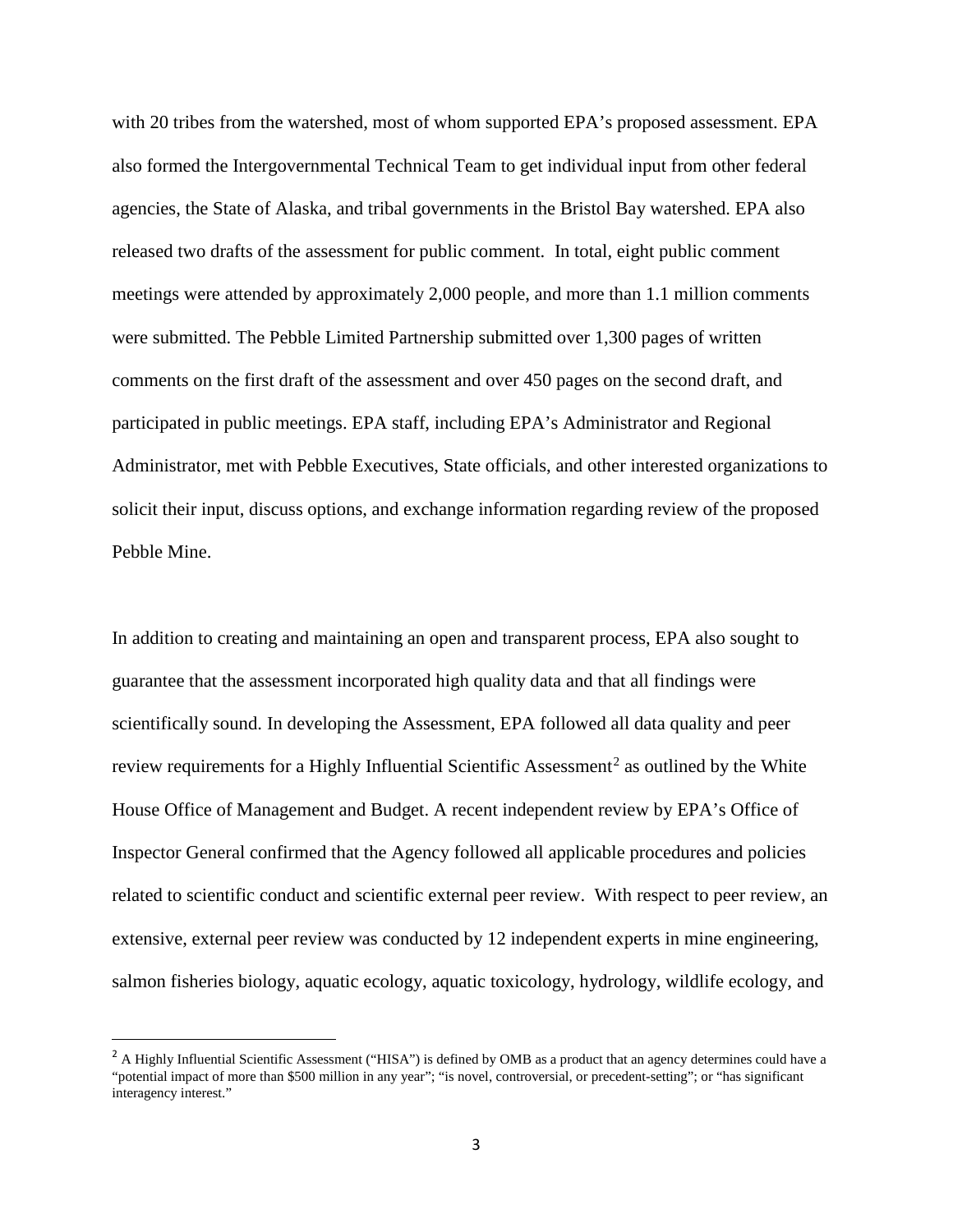with 20 tribes from the watershed, most of whom supported EPA's proposed assessment. EPA also formed the Intergovernmental Technical Team to get individual input from other federal agencies, the State of Alaska, and tribal governments in the Bristol Bay watershed. EPA also released two drafts of the assessment for public comment. In total, eight public comment meetings were attended by approximately 2,000 people, and more than 1.1 million comments were submitted. The Pebble Limited Partnership submitted over 1,300 pages of written comments on the first draft of the assessment and over 450 pages on the second draft, and participated in public meetings. EPA staff, including EPA's Administrator and Regional Administrator, met with Pebble Executives, State officials, and other interested organizations to solicit their input, discuss options, and exchange information regarding review of the proposed Pebble Mine.

In addition to creating and maintaining an open and transparent process, EPA also sought to guarantee that the assessment incorporated high quality data and that all findings were scientifically sound. In developing the Assessment, EPA followed all data quality and peer review requirements for a Highly Influential Scientific Assessment[2] as outlined by the White House Office of Management and Budget. A recent independent review by EPA's Office of Inspector General confirmed that the Agency followed all applicable procedures and policies related to scientific conduct and scientific external peer review. With respect to peer review, an extensive, external peer review was conducted by 12 independent experts in mine engineering, salmon fisheries biology, aquatic ecology, aquatic toxicology, hydrology, wildlife ecology, and

---

[2] A Highly Influential Scientific Assessment ("HISA") is defined by OMB as a product that an agency determines could have a "potential impact of more than $500 million in any year"; "is novel, controversial, or precedent-setting"; or "has significant interagency interest."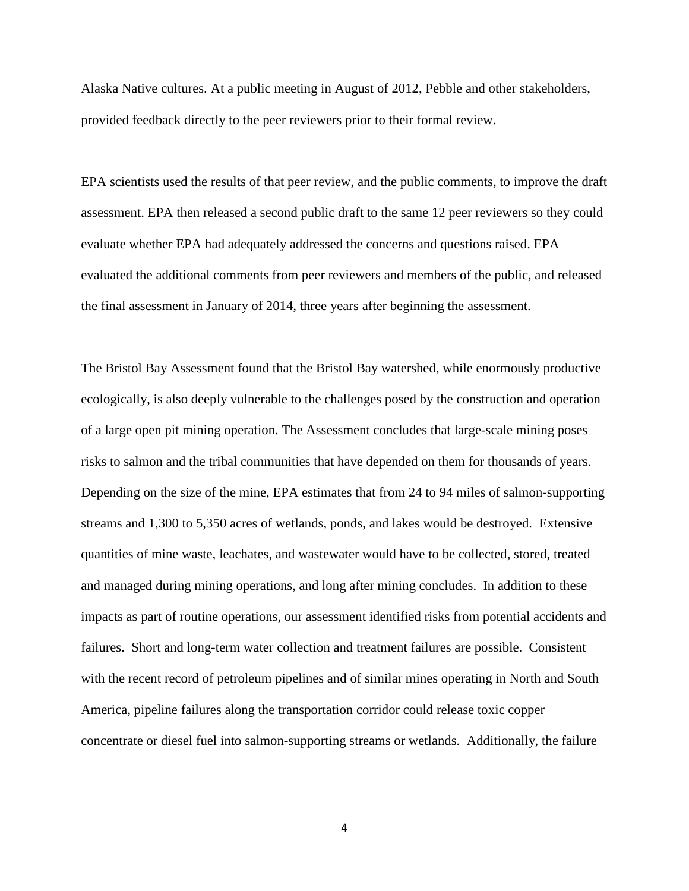Alaska Native cultures. At a public meeting in August of 2012, Pebble and other stakeholders, provided feedback directly to the peer reviewers prior to their formal review.

EPA scientists used the results of that peer review, and the public comments, to improve the draft assessment. EPA then released a second public draft to the same 12 peer reviewers so they could evaluate whether EPA had adequately addressed the concerns and questions raised. EPA evaluated the additional comments from peer reviewers and members of the public, and released the final assessment in January of 2014, three years after beginning the assessment.

The Bristol Bay Assessment found that the Bristol Bay watershed, while enormously productive ecologically, is also deeply vulnerable to the challenges posed by the construction and operation of a large open pit mining operation. The Assessment concludes that large-scale mining poses risks to salmon and the tribal communities that have depended on them for thousands of years. Depending on the size of the mine, EPA estimates that from 24 to 94 miles of salmon-supporting streams and 1,300 to 5,350 acres of wetlands, ponds, and lakes would be destroyed. Extensive quantities of mine waste, leachates, and wastewater would have to be collected, stored, treated and managed during mining operations, and long after mining concludes. In addition to these impacts as part of routine operations, our assessment identified risks from potential accidents and failures. Short and long-term water collection and treatment failures are possible. Consistent with the recent record of petroleum pipelines and of similar mines operating in North and South America, pipeline failures along the transportation corridor could release toxic copper concentrate or diesel fuel into salmon-supporting streams or wetlands. Additionally, the failure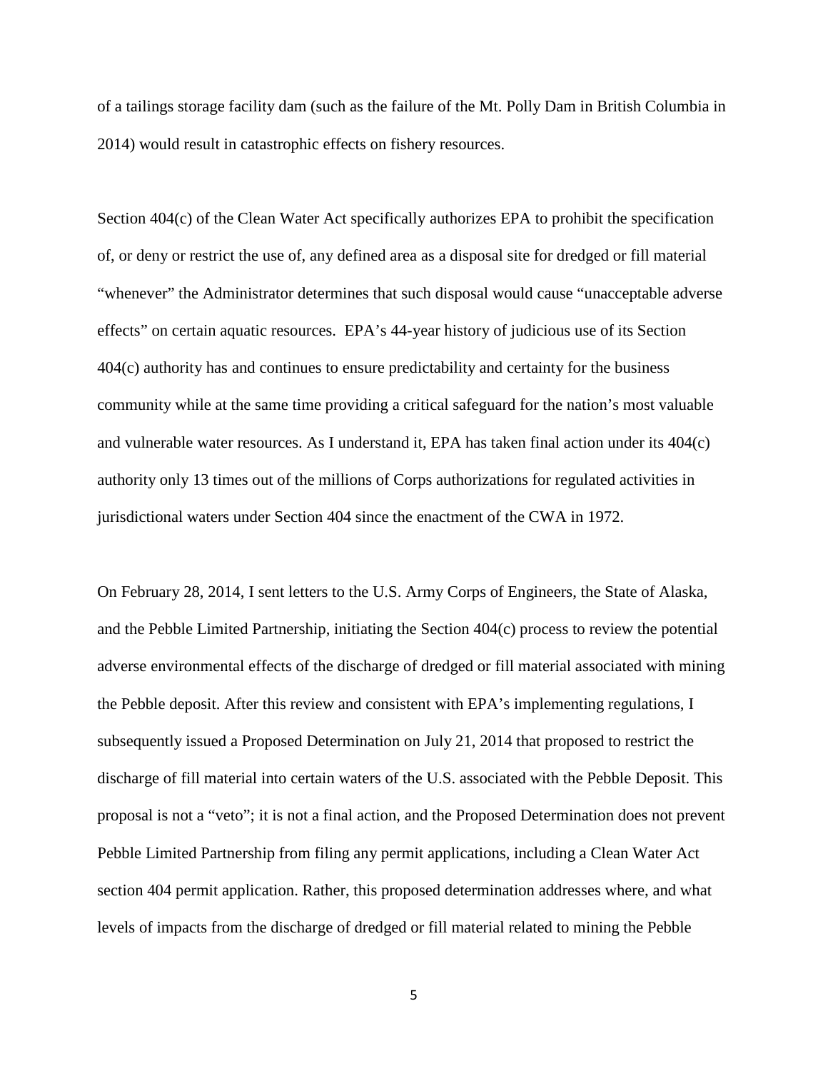of a tailings storage facility dam (such as the failure of the Mt. Polly Dam in British Columbia in 2014) would result in catastrophic effects on fishery resources.

Section 404(c) of the Clean Water Act specifically authorizes EPA to prohibit the specification of, or deny or restrict the use of, any defined area as a disposal site for dredged or fill material "whenever" the Administrator determines that such disposal would cause "unacceptable adverse effects" on certain aquatic resources. EPA's 44-year history of judicious use of its Section 404(c) authority has and continues to ensure predictability and certainty for the business community while at the same time providing a critical safeguard for the nation's most valuable and vulnerable water resources. As I understand it, EPA has taken final action under its 404(c) authority only 13 times out of the millions of Corps authorizations for regulated activities in jurisdictional waters under Section 404 since the enactment of the CWA in 1972.

On February 28, 2014, I sent letters to the U.S. Army Corps of Engineers, the State of Alaska, and the Pebble Limited Partnership, initiating the Section 404(c) process to review the potential adverse environmental effects of the discharge of dredged or fill material associated with mining the Pebble deposit. After this review and consistent with EPA's implementing regulations, I subsequently issued a Proposed Determination on July 21, 2014 that proposed to restrict the discharge of fill material into certain waters of the U.S. associated with the Pebble Deposit. This proposal is not a "veto"; it is not a final action, and the Proposed Determination does not prevent Pebble Limited Partnership from filing any permit applications, including a Clean Water Act section 404 permit application. Rather, this proposed determination addresses where, and what levels of impacts from the discharge of dredged or fill material related to mining the Pebble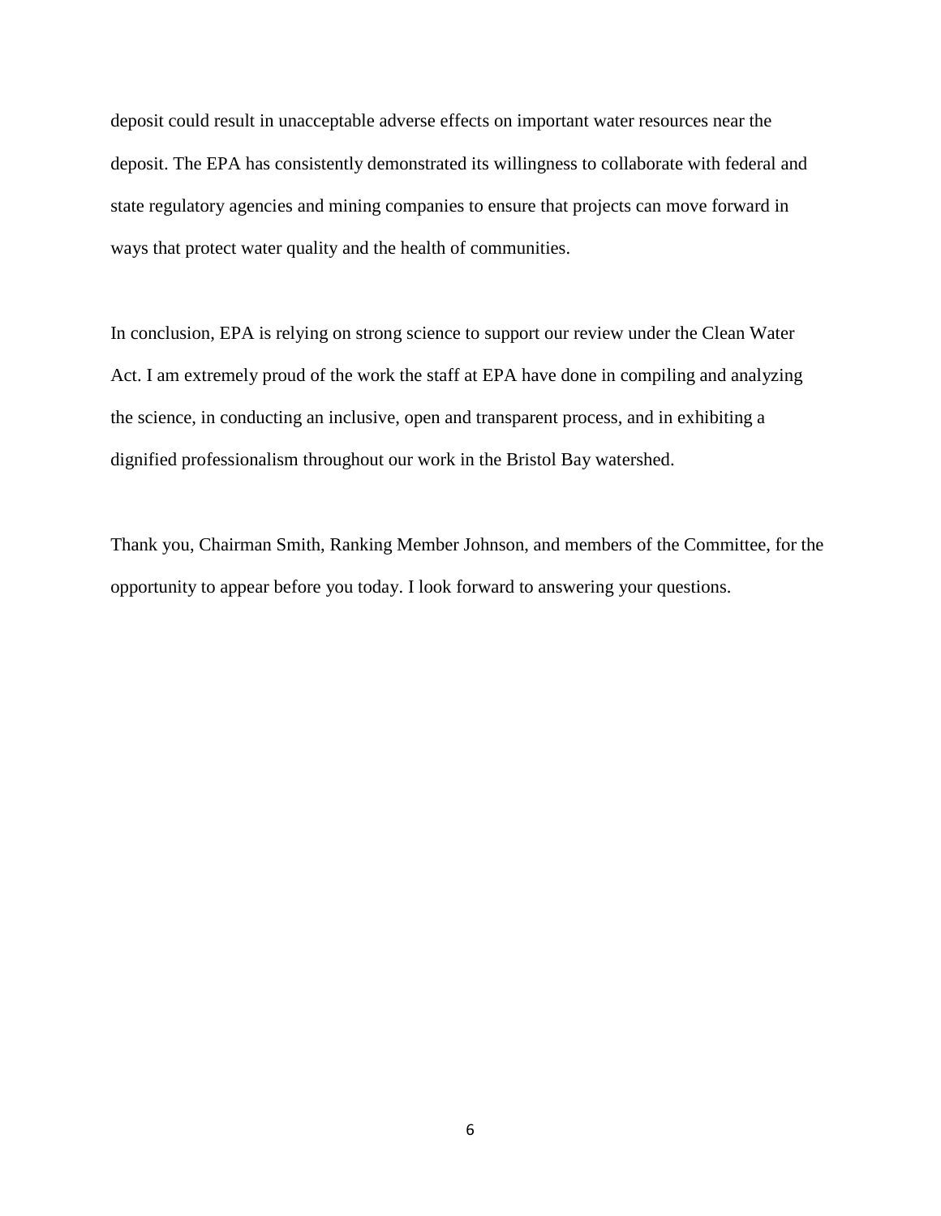deposit could result in unacceptable adverse effects on important water resources near the deposit. The EPA has consistently demonstrated its willingness to collaborate with federal and state regulatory agencies and mining companies to ensure that projects can move forward in ways that protect water quality and the health of communities.

In conclusion, EPA is relying on strong science to support our review under the Clean Water Act. I am extremely proud of the work the staff at EPA have done in compiling and analyzing the science, in conducting an inclusive, open and transparent process, and in exhibiting a dignified professionalism throughout our work in the Bristol Bay watershed.

Thank you, Chairman Smith, Ranking Member Johnson, and members of the Committee, for the opportunity to appear before you today. I look forward to answering your questions.